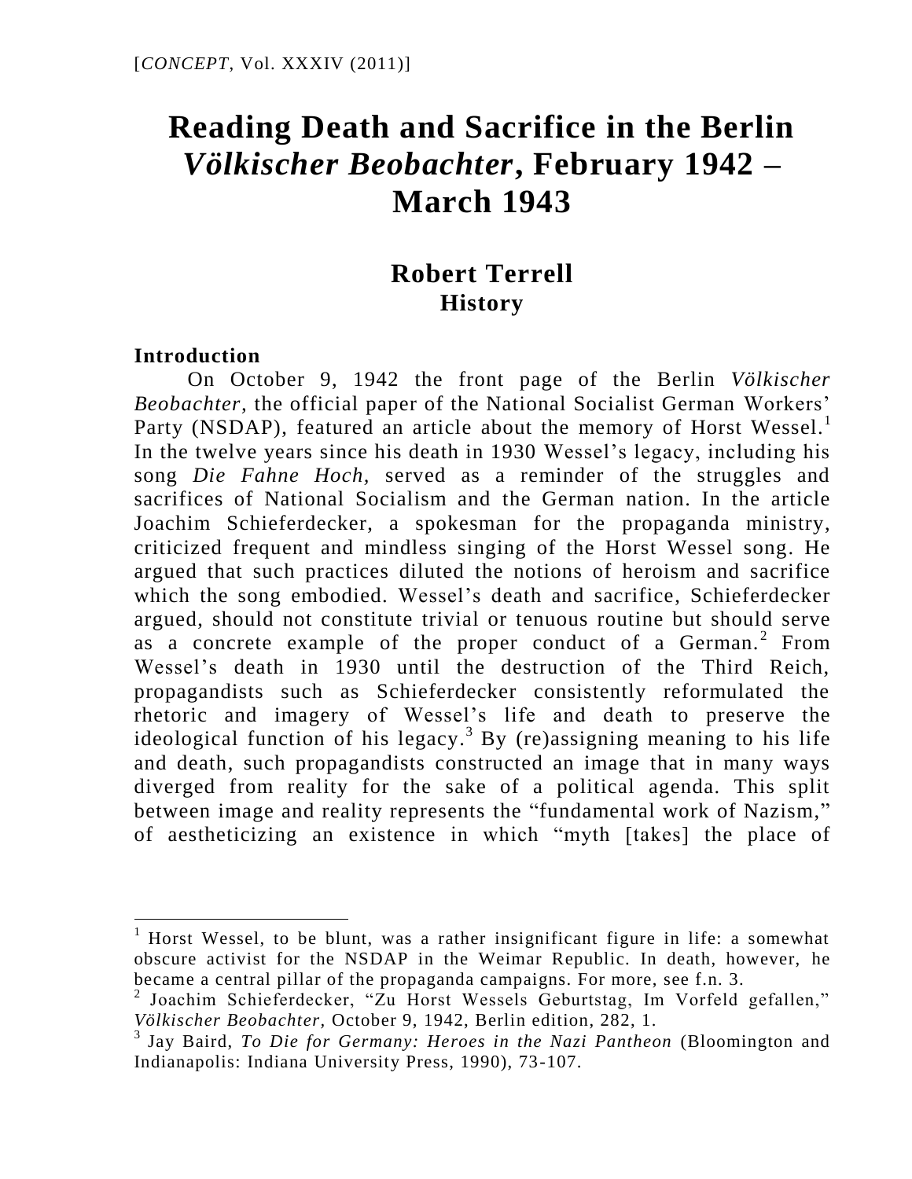[*CONCEPT*, Vol. XXXIV (2011)]

# Reading Death and Sacrifice in the Berlin *Völkischer Beobachter*, February 1942 – March 1943

## Robert Terrell
### History

### Introduction

On October 9, 1942 the front page of the Berlin *Völkischer Beobachter*, the official paper of the National Socialist German Workers' Party (NSDAP), featured an article about the memory of Horst Wessel.[1] In the twelve years since his death in 1930 Wessel's legacy, including his song *Die Fahne Hoch*, served as a reminder of the struggles and sacrifices of National Socialism and the German nation. In the article Joachim Schieferdecker, a spokesman for the propaganda ministry, criticized frequent and mindless singing of the Horst Wessel song. He argued that such practices diluted the notions of heroism and sacrifice which the song embodied. Wessel's death and sacrifice, Schieferdecker argued, should not constitute trivial or tenuous routine but should serve as a concrete example of the proper conduct of a German.[2] From Wessel's death in 1930 until the destruction of the Third Reich, propagandists such as Schieferdecker consistently reformulated the rhetoric and imagery of Wessel's life and death to preserve the ideological function of his legacy.[3] By (re)assigning meaning to his life and death, such propagandists constructed an image that in many ways diverged from reality for the sake of a political agenda. This split between image and reality represents the "fundamental work of Nazism," of aestheticizing an existence in which "myth [takes] the place of

---

[1] Horst Wessel, to be blunt, was a rather insignificant figure in life: a somewhat obscure activist for the NSDAP in the Weimar Republic. In death, however, he became a central pillar of the propaganda campaigns. For more, see f.n. 3.

[2] Joachim Schieferdecker, "Zu Horst Wessels Geburtstag, Im Vorfeld gefallen," *Völkischer Beobachter*, October 9, 1942, Berlin edition, 282, 1.

[3] Jay Baird, *To Die for Germany: Heroes in the Nazi Pantheon* (Bloomington and Indianapolis: Indiana University Press, 1990), 73-107.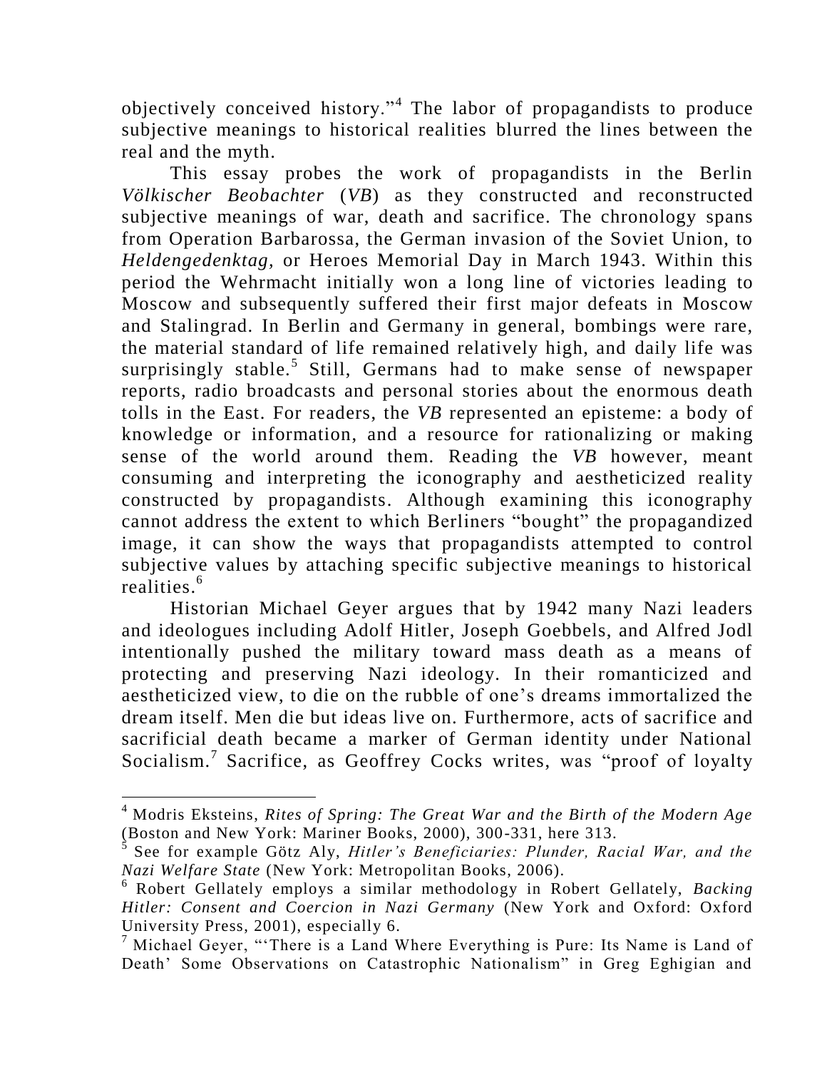objectively conceived history."[4] The labor of propagandists to produce subjective meanings to historical realities blurred the lines between the real and the myth.

This essay probes the work of propagandists in the Berlin *Völkischer Beobachter* (*VB*) as they constructed and reconstructed subjective meanings of war, death and sacrifice. The chronology spans from Operation Barbarossa, the German invasion of the Soviet Union, to *Heldengedenktag*, or Heroes Memorial Day in March 1943. Within this period the Wehrmacht initially won a long line of victories leading to Moscow and subsequently suffered their first major defeats in Moscow and Stalingrad. In Berlin and Germany in general, bombings were rare, the material standard of life remained relatively high, and daily life was surprisingly stable.[5] Still, Germans had to make sense of newspaper reports, radio broadcasts and personal stories about the enormous death tolls in the East. For readers, the *VB* represented an episteme: a body of knowledge or information, and a resource for rationalizing or making sense of the world around them. Reading the *VB* however, meant consuming and interpreting the iconography and aestheticized reality constructed by propagandists. Although examining this iconography cannot address the extent to which Berliners "bought" the propagandized image, it can show the ways that propagandists attempted to control subjective values by attaching specific subjective meanings to historical realities.[6]

Historian Michael Geyer argues that by 1942 many Nazi leaders and ideologues including Adolf Hitler, Joseph Goebbels, and Alfred Jodl intentionally pushed the military toward mass death as a means of protecting and preserving Nazi ideology. In their romanticized and aestheticized view, to die on the rubble of one's dreams immortalized the dream itself. Men die but ideas live on. Furthermore, acts of sacrifice and sacrificial death became a marker of German identity under National Socialism.[7] Sacrifice, as Geoffrey Cocks writes, was "proof of loyalty

---

[4] Modris Eksteins, *Rites of Spring: The Great War and the Birth of the Modern Age* (Boston and New York: Mariner Books, 2000), 300-331, here 313.

[5] See for example Götz Aly, *Hitler's Beneficiaries: Plunder, Racial War, and the Nazi Welfare State* (New York: Metropolitan Books, 2006).

[6] Robert Gellately employs a similar methodology in Robert Gellately, *Backing Hitler: Consent and Coercion in Nazi Germany* (New York and Oxford: Oxford University Press, 2001), especially 6.

[7] Michael Geyer, "'There is a Land Where Everything is Pure: Its Name is Land of Death' Some Observations on Catastrophic Nationalism" in Greg Eghigian and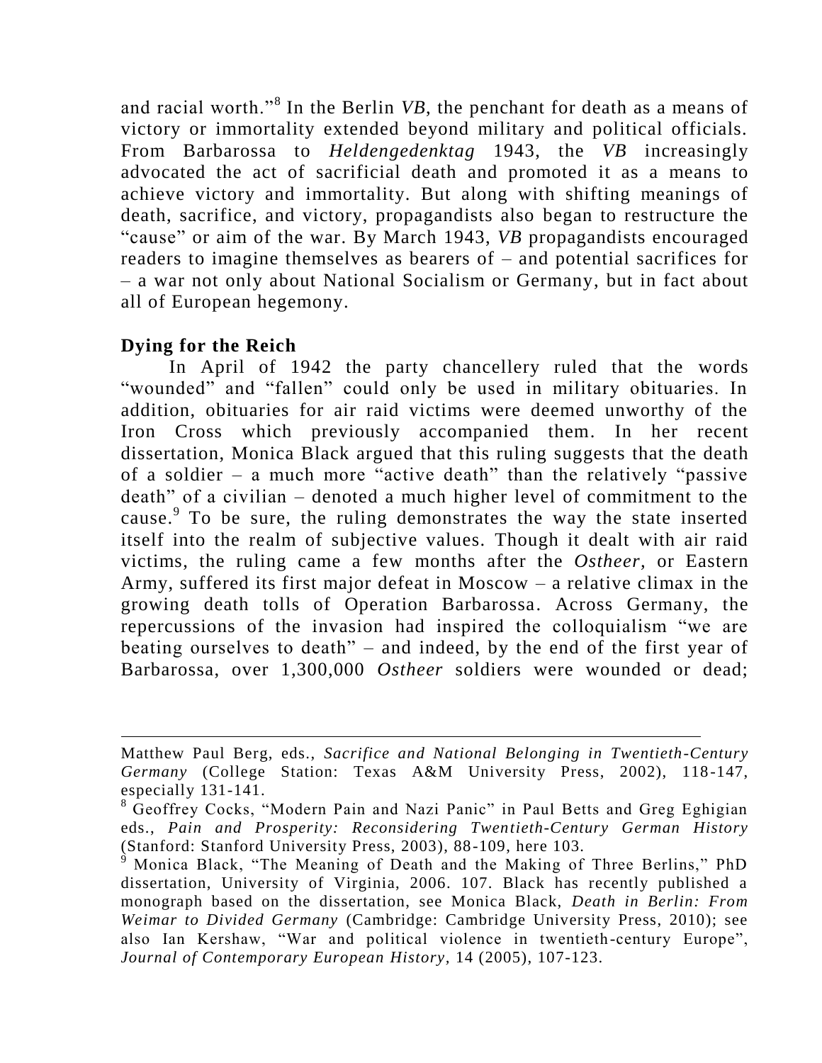and racial worth."[8] In the Berlin *VB*, the penchant for death as a means of victory or immortality extended beyond military and political officials. From Barbarossa to *Heldengedenktag* 1943, the *VB* increasingly advocated the act of sacrificial death and promoted it as a means to achieve victory and immortality. But along with shifting meanings of death, sacrifice, and victory, propagandists also began to restructure the "cause" or aim of the war. By March 1943, *VB* propagandists encouraged readers to imagine themselves as bearers of – and potential sacrifices for – a war not only about National Socialism or Germany, but in fact about all of European hegemony.

## Dying for the Reich

In April of 1942 the party chancellery ruled that the words "wounded" and "fallen" could only be used in military obituaries. In addition, obituaries for air raid victims were deemed unworthy of the Iron Cross which previously accompanied them. In her recent dissertation, Monica Black argued that this ruling suggests that the death of a soldier – a much more "active death" than the relatively "passive death" of a civilian – denoted a much higher level of commitment to the cause.[9] To be sure, the ruling demonstrates the way the state inserted itself into the realm of subjective values. Though it dealt with air raid victims, the ruling came a few months after the *Ostheer*, or Eastern Army, suffered its first major defeat in Moscow – a relative climax in the growing death tolls of Operation Barbarossa. Across Germany, the repercussions of the invasion had inspired the colloquialism "we are beating ourselves to death" – and indeed, by the end of the first year of Barbarossa, over 1,300,000 *Ostheer* soldiers were wounded or dead;

---

Matthew Paul Berg, eds., *Sacrifice and National Belonging in Twentieth-Century Germany* (College Station: Texas A&M University Press, 2002), 118-147, especially 131-141.

[8] Geoffrey Cocks, "Modern Pain and Nazi Panic" in Paul Betts and Greg Eghigian eds., *Pain and Prosperity: Reconsidering Twentieth-Century German History* (Stanford: Stanford University Press, 2003), 88-109, here 103.

[9] Monica Black, "The Meaning of Death and the Making of Three Berlins," PhD dissertation, University of Virginia, 2006. 107. Black has recently published a monograph based on the dissertation, see Monica Black, *Death in Berlin: From Weimar to Divided Germany* (Cambridge: Cambridge University Press, 2010); see also Ian Kershaw, "War and political violence in twentieth-century Europe", *Journal of Contemporary European History*, 14 (2005), 107-123.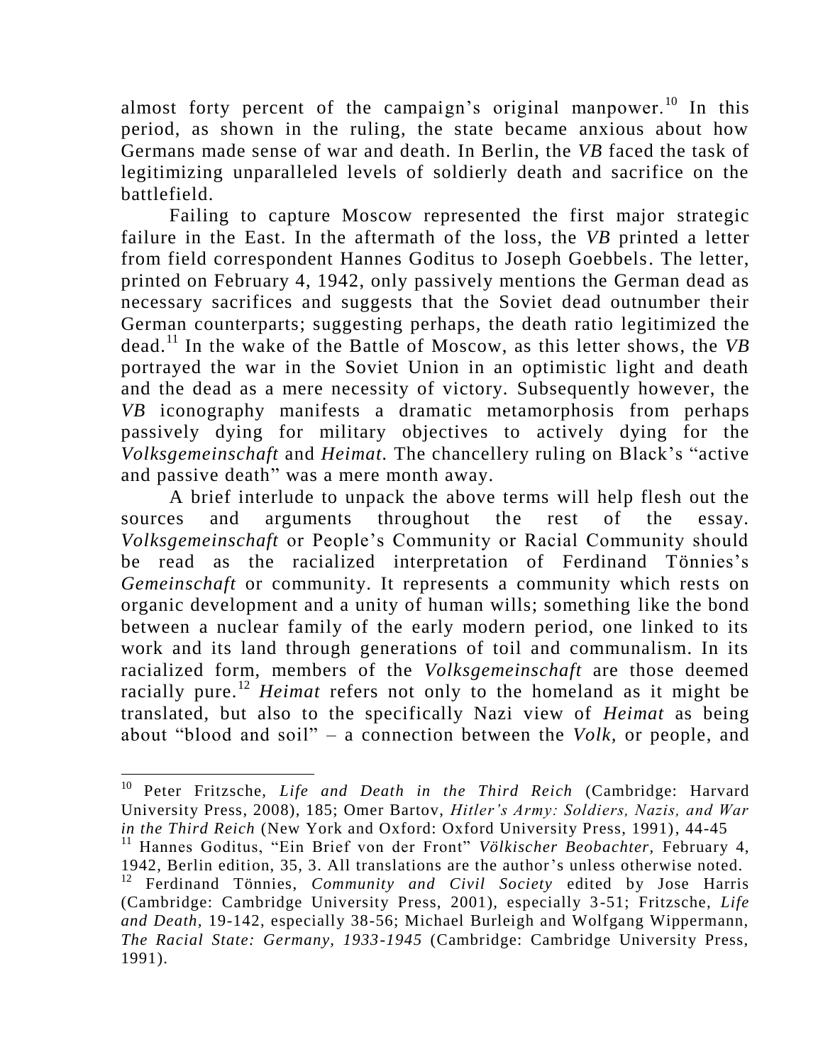almost forty percent of the campaign's original manpower.[10] In this period, as shown in the ruling, the state became anxious about how Germans made sense of war and death. In Berlin, the *VB* faced the task of legitimizing unparalleled levels of soldierly death and sacrifice on the battlefield.

Failing to capture Moscow represented the first major strategic failure in the East. In the aftermath of the loss, the *VB* printed a letter from field correspondent Hannes Goditus to Joseph Goebbels. The letter, printed on February 4, 1942, only passively mentions the German dead as necessary sacrifices and suggests that the Soviet dead outnumber their German counterparts; suggesting perhaps, the death ratio legitimized the dead.[11] In the wake of the Battle of Moscow, as this letter shows, the *VB* portrayed the war in the Soviet Union in an optimistic light and death and the dead as a mere necessity of victory. Subsequently however, the *VB* iconography manifests a dramatic metamorphosis from perhaps passively dying for military objectives to actively dying for the *Volksgemeinschaft* and *Heimat*. The chancellery ruling on Black's "active and passive death" was a mere month away.

A brief interlude to unpack the above terms will help flesh out the sources and arguments throughout the rest of the essay. *Volksgemeinschaft* or People's Community or Racial Community should be read as the racialized interpretation of Ferdinand Tönnies's *Gemeinschaft* or community. It represents a community which rests on organic development and a unity of human wills; something like the bond between a nuclear family of the early modern period, one linked to its work and its land through generations of toil and communalism. In its racialized form, members of the *Volksgemeinschaft* are those deemed racially pure.[12] *Heimat* refers not only to the homeland as it might be translated, but also to the specifically Nazi view of *Heimat* as being about "blood and soil" – a connection between the *Volk*, or people, and

---

[10] Peter Fritzsche, *Life and Death in the Third Reich* (Cambridge: Harvard University Press, 2008), 185; Omer Bartov, *Hitler's Army: Soldiers, Nazis, and War in the Third Reich* (New York and Oxford: Oxford University Press, 1991), 44-45

[11] Hannes Goditus, "Ein Brief von der Front" *Völkischer Beobachter*, February 4, 1942, Berlin edition, 35, 3. All translations are the author's unless otherwise noted.

[12] Ferdinand Tönnies, *Community and Civil Society* edited by Jose Harris (Cambridge: Cambridge University Press, 2001), especially 3-51; Fritzsche, *Life and Death*, 19-142, especially 38-56; Michael Burleigh and Wolfgang Wippermann, *The Racial State: Germany, 1933-1945* (Cambridge: Cambridge University Press, 1991).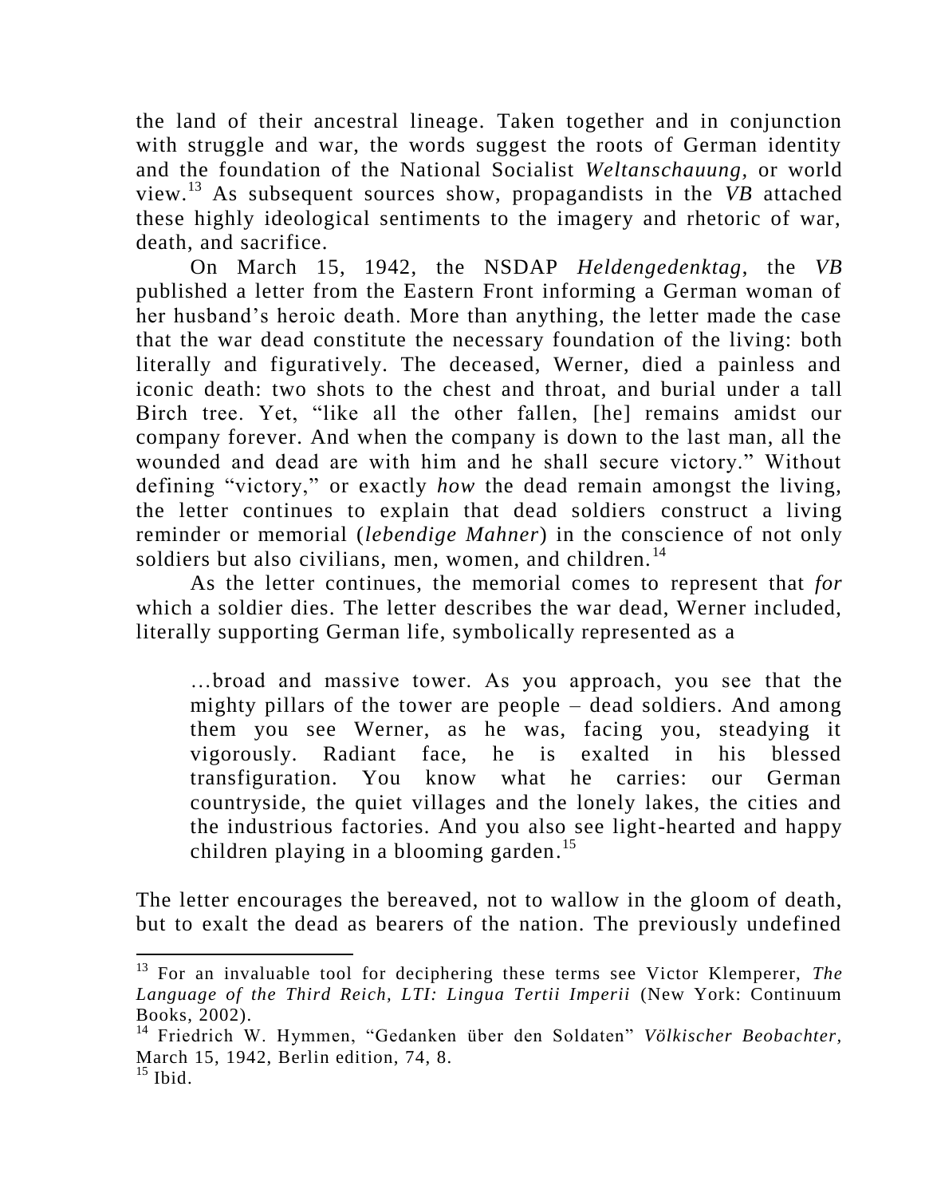the land of their ancestral lineage. Taken together and in conjunction with struggle and war, the words suggest the roots of German identity and the foundation of the National Socialist *Weltanschauung*, or world view.[13] As subsequent sources show, propagandists in the *VB* attached these highly ideological sentiments to the imagery and rhetoric of war, death, and sacrifice.

On March 15, 1942, the NSDAP *Heldengedenktag*, the *VB* published a letter from the Eastern Front informing a German woman of her husband's heroic death. More than anything, the letter made the case that the war dead constitute the necessary foundation of the living: both literally and figuratively. The deceased, Werner, died a painless and iconic death: two shots to the chest and throat, and burial under a tall Birch tree. Yet, "like all the other fallen, [he] remains amidst our company forever. And when the company is down to the last man, all the wounded and dead are with him and he shall secure victory." Without defining "victory," or exactly *how* the dead remain amongst the living, the letter continues to explain that dead soldiers construct a living reminder or memorial (*lebendige Mahner*) in the conscience of not only soldiers but also civilians, men, women, and children.[14]

As the letter continues, the memorial comes to represent that *for* which a soldier dies. The letter describes the war dead, Werner included, literally supporting German life, symbolically represented as a

> …broad and massive tower. As you approach, you see that the mighty pillars of the tower are people – dead soldiers. And among them you see Werner, as he was, facing you, steadying it vigorously. Radiant face, he is exalted in his blessed transfiguration. You know what he carries: our German countryside, the quiet villages and the lonely lakes, the cities and the industrious factories. And you also see light-hearted and happy children playing in a blooming garden.[15]

The letter encourages the bereaved, not to wallow in the gloom of death, but to exalt the dead as bearers of the nation. The previously undefined

---

[13] For an invaluable tool for deciphering these terms see Victor Klemperer, *The Language of the Third Reich, LTI: Lingua Tertii Imperii* (New York: Continuum Books, 2002).

[14] Friedrich W. Hymmen, "Gedanken über den Soldaten" *Völkischer Beobachter*, March 15, 1942, Berlin edition, 74, 8.

[15] Ibid.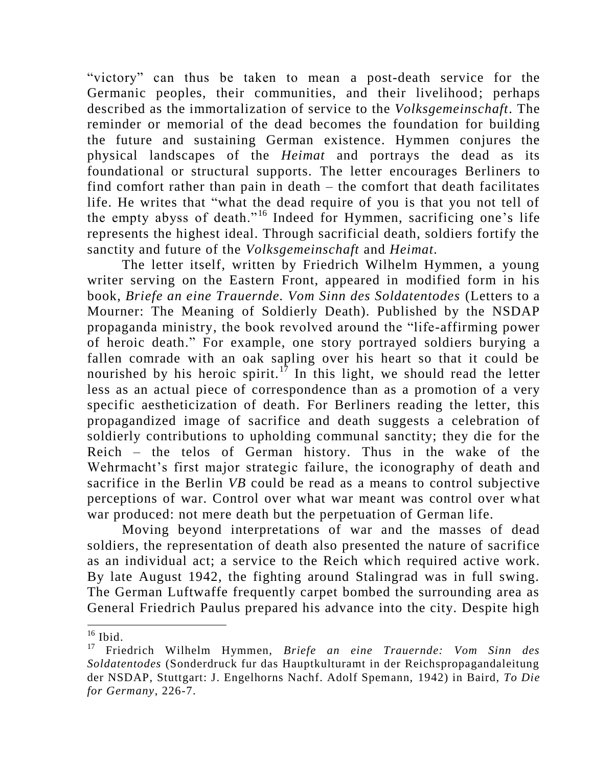"victory" can thus be taken to mean a post-death service for the Germanic peoples, their communities, and their livelihood; perhaps described as the immortalization of service to the *Volksgemeinschaft*. The reminder or memorial of the dead becomes the foundation for building the future and sustaining German existence. Hymmen conjures the physical landscapes of the *Heimat* and portrays the dead as its foundational or structural supports. The letter encourages Berliners to find comfort rather than pain in death – the comfort that death facilitates life. He writes that "what the dead require of you is that you not tell of the empty abyss of death."[16] Indeed for Hymmen, sacrificing one's life represents the highest ideal. Through sacrificial death, soldiers fortify the sanctity and future of the *Volksgemeinschaft* and *Heimat*.

The letter itself, written by Friedrich Wilhelm Hymmen, a young writer serving on the Eastern Front, appeared in modified form in his book, *Briefe an eine Trauernde. Vom Sinn des Soldatentodes* (Letters to a Mourner: The Meaning of Soldierly Death). Published by the NSDAP propaganda ministry, the book revolved around the "life-affirming power of heroic death." For example, one story portrayed soldiers burying a fallen comrade with an oak sapling over his heart so that it could be nourished by his heroic spirit.[17] In this light, we should read the letter less as an actual piece of correspondence than as a promotion of a very specific aestheticization of death. For Berliners reading the letter, this propagandized image of sacrifice and death suggests a celebration of soldierly contributions to upholding communal sanctity; they die for the Reich – the telos of German history. Thus in the wake of the Wehrmacht's first major strategic failure, the iconography of death and sacrifice in the Berlin *VB* could be read as a means to control subjective perceptions of war. Control over what war meant was control over what war produced: not mere death but the perpetuation of German life.

Moving beyond interpretations of war and the masses of dead soldiers, the representation of death also presented the nature of sacrifice as an individual act; a service to the Reich which required active work. By late August 1942, the fighting around Stalingrad was in full swing. The German Luftwaffe frequently carpet bombed the surrounding area as General Friedrich Paulus prepared his advance into the city. Despite high

---

[16] Ibid.

[17] Friedrich Wilhelm Hymmen, *Briefe an eine Trauernde: Vom Sinn des Soldatentodes* (Sonderdruck fur das Hauptkulturamt in der Reichspropagandaleitung der NSDAP, Stuttgart: J. Engelhorns Nachf. Adolf Spemann, 1942) in Baird, *To Die for Germany*, 226-7.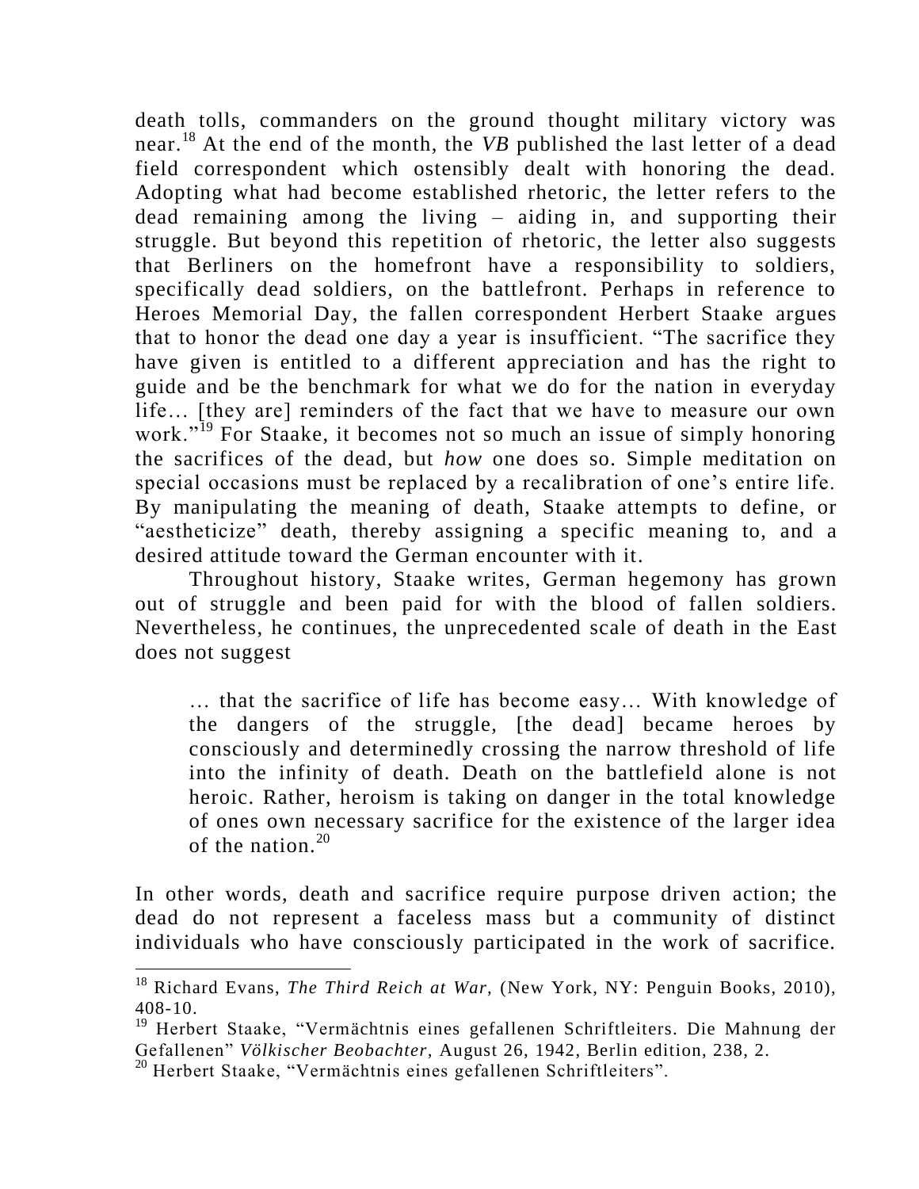death tolls, commanders on the ground thought military victory was near.[18] At the end of the month, the *VB* published the last letter of a dead field correspondent which ostensibly dealt with honoring the dead. Adopting what had become established rhetoric, the letter refers to the dead remaining among the living – aiding in, and supporting their struggle. But beyond this repetition of rhetoric, the letter also suggests that Berliners on the homefront have a responsibility to soldiers, specifically dead soldiers, on the battlefront. Perhaps in reference to Heroes Memorial Day, the fallen correspondent Herbert Staake argues that to honor the dead one day a year is insufficient. "The sacrifice they have given is entitled to a different appreciation and has the right to guide and be the benchmark for what we do for the nation in everyday life… [they are] reminders of the fact that we have to measure our own work."[19] For Staake, it becomes not so much an issue of simply honoring the sacrifices of the dead, but *how* one does so. Simple meditation on special occasions must be replaced by a recalibration of one's entire life. By manipulating the meaning of death, Staake attempts to define, or "aestheticize" death, thereby assigning a specific meaning to, and a desired attitude toward the German encounter with it.

Throughout history, Staake writes, German hegemony has grown out of struggle and been paid for with the blood of fallen soldiers. Nevertheless, he continues, the unprecedented scale of death in the East does not suggest

> … that the sacrifice of life has become easy… With knowledge of the dangers of the struggle, [the dead] became heroes by consciously and determinedly crossing the narrow threshold of life into the infinity of death. Death on the battlefield alone is not heroic. Rather, heroism is taking on danger in the total knowledge of ones own necessary sacrifice for the existence of the larger idea of the nation.[20]

In other words, death and sacrifice require purpose driven action; the dead do not represent a faceless mass but a community of distinct individuals who have consciously participated in the work of sacrifice.

---

[18] Richard Evans, *The Third Reich at War*, (New York, NY: Penguin Books, 2010), 408-10.

[19] Herbert Staake, "Vermächtnis eines gefallenen Schriftleiters. Die Mahnung der Gefallenen" *Völkischer Beobachter*, August 26, 1942, Berlin edition, 238, 2.

[20] Herbert Staake, "Vermächtnis eines gefallenen Schriftleiters".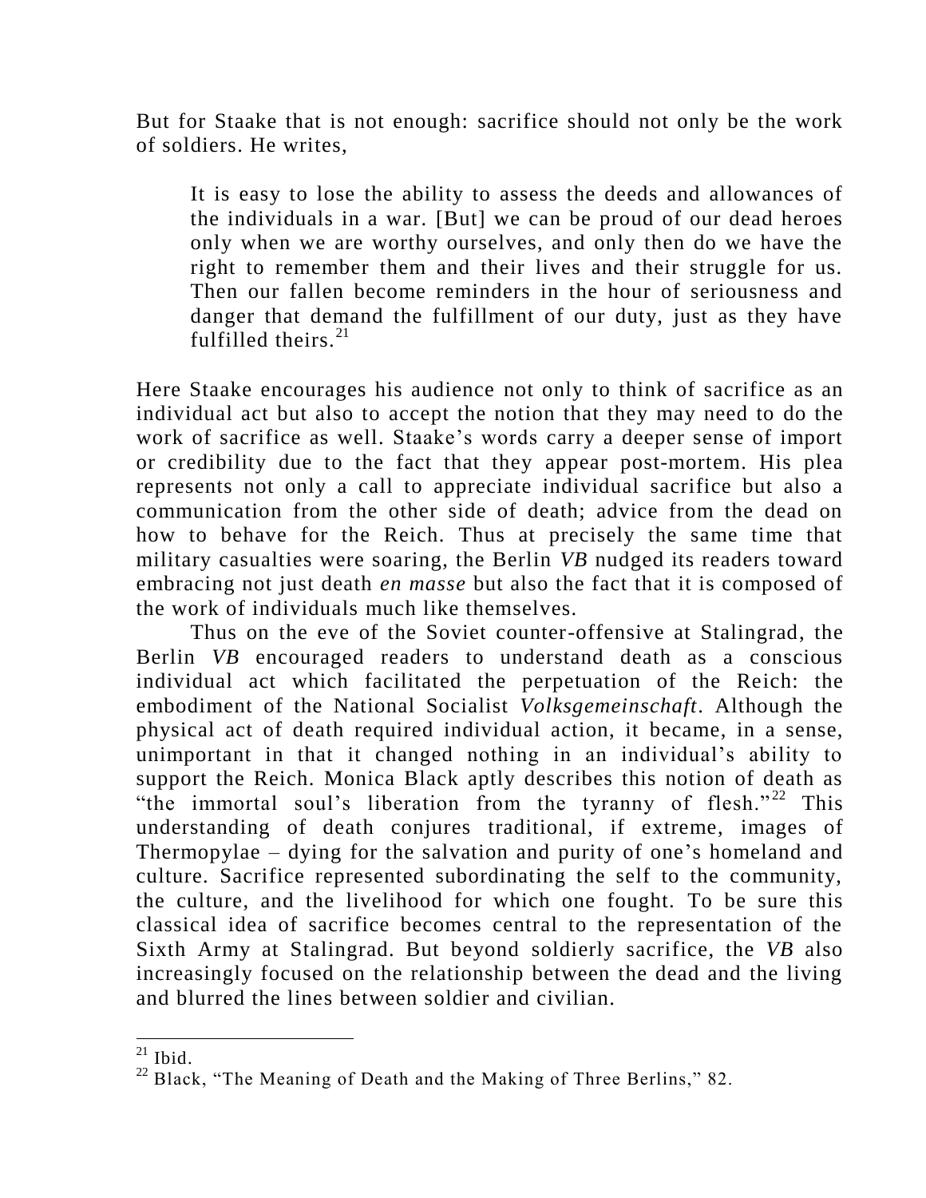But for Staake that is not enough: sacrifice should not only be the work of soldiers. He writes,

> It is easy to lose the ability to assess the deeds and allowances of the individuals in a war. [But] we can be proud of our dead heroes only when we are worthy ourselves, and only then do we have the right to remember them and their lives and their struggle for us. Then our fallen become reminders in the hour of seriousness and danger that demand the fulfillment of our duty, just as they have fulfilled theirs.[21]

Here Staake encourages his audience not only to think of sacrifice as an individual act but also to accept the notion that they may need to do the work of sacrifice as well. Staake's words carry a deeper sense of import or credibility due to the fact that they appear post-mortem. His plea represents not only a call to appreciate individual sacrifice but also a communication from the other side of death; advice from the dead on how to behave for the Reich. Thus at precisely the same time that military casualties were soaring, the Berlin *VB* nudged its readers toward embracing not just death *en masse* but also the fact that it is composed of the work of individuals much like themselves.

Thus on the eve of the Soviet counter-offensive at Stalingrad, the Berlin *VB* encouraged readers to understand death as a conscious individual act which facilitated the perpetuation of the Reich: the embodiment of the National Socialist *Volksgemeinschaft*. Although the physical act of death required individual action, it became, in a sense, unimportant in that it changed nothing in an individual's ability to support the Reich. Monica Black aptly describes this notion of death as "the immortal soul's liberation from the tyranny of flesh."[22] This understanding of death conjures traditional, if extreme, images of Thermopylae – dying for the salvation and purity of one's homeland and culture. Sacrifice represented subordinating the self to the community, the culture, and the livelihood for which one fought. To be sure this classical idea of sacrifice becomes central to the representation of the Sixth Army at Stalingrad. But beyond soldierly sacrifice, the *VB* also increasingly focused on the relationship between the dead and the living and blurred the lines between soldier and civilian.

---

[21] Ibid.

[22] Black, "The Meaning of Death and the Making of Three Berlins," 82.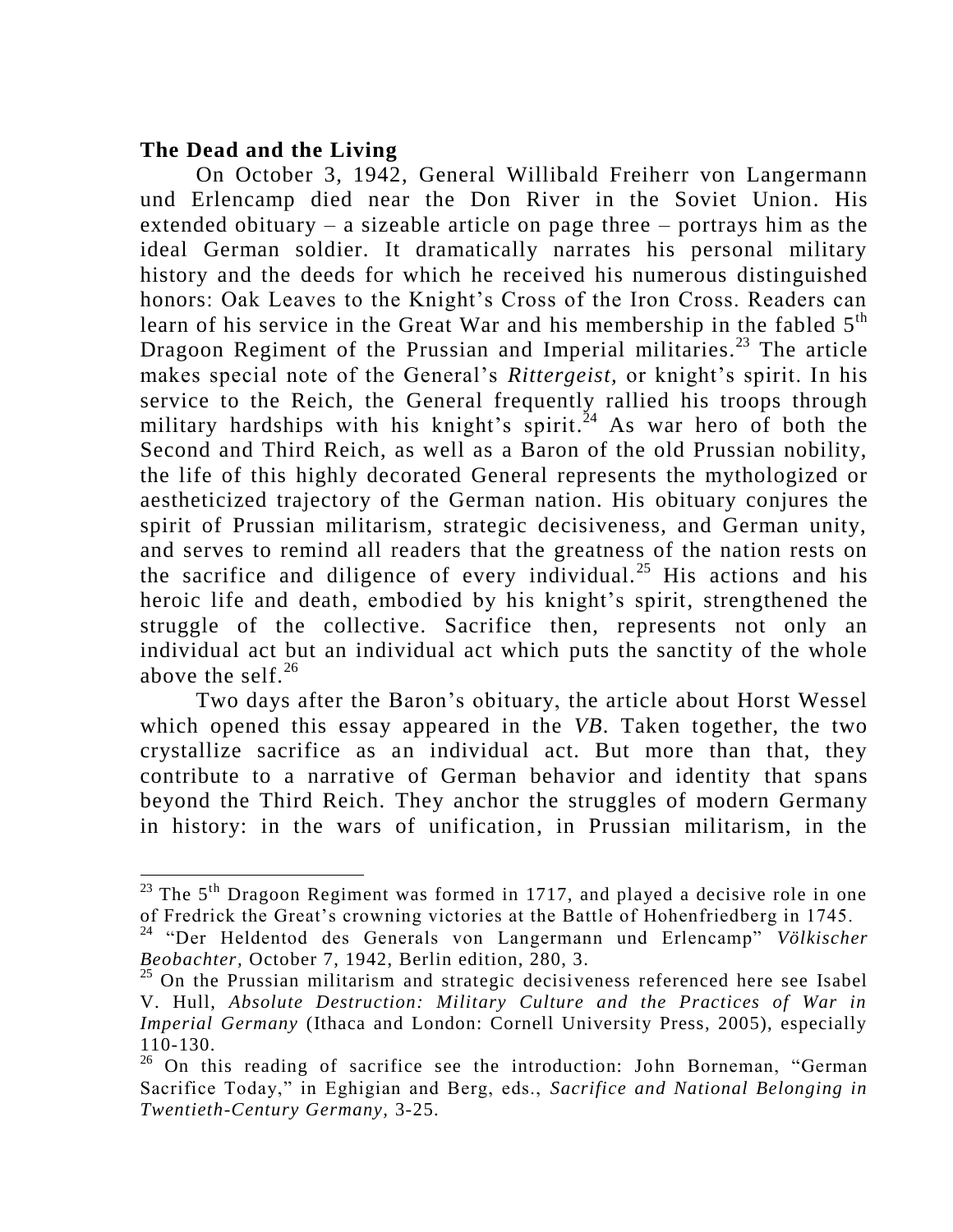**The Dead and the Living**

On October 3, 1942, General Willibald Freiherr von Langermann und Erlencamp died near the Don River in the Soviet Union. His extended obituary – a sizeable article on page three – portrays him as the ideal German soldier. It dramatically narrates his personal military history and the deeds for which he received his numerous distinguished honors: Oak Leaves to the Knight's Cross of the Iron Cross. Readers can learn of his service in the Great War and his membership in the fabled 5th Dragoon Regiment of the Prussian and Imperial militaries.[23] The article makes special note of the General's *Rittergeist,* or knight's spirit. In his service to the Reich, the General frequently rallied his troops through military hardships with his knight's spirit.[24] As war hero of both the Second and Third Reich, as well as a Baron of the old Prussian nobility, the life of this highly decorated General represents the mythologized or aestheticized trajectory of the German nation. His obituary conjures the spirit of Prussian militarism, strategic decisiveness, and German unity, and serves to remind all readers that the greatness of the nation rests on the sacrifice and diligence of every individual.[25] His actions and his heroic life and death, embodied by his knight's spirit, strengthened the struggle of the collective. Sacrifice then, represents not only an individual act but an individual act which puts the sanctity of the whole above the self.[26]

Two days after the Baron's obituary, the article about Horst Wessel which opened this essay appeared in the *VB*. Taken together, the two crystallize sacrifice as an individual act. But more than that, they contribute to a narrative of German behavior and identity that spans beyond the Third Reich. They anchor the struggles of modern Germany in history: in the wars of unification, in Prussian militarism, in the

---

[23] The 5th Dragoon Regiment was formed in 1717, and played a decisive role in one of Fredrick the Great's crowning victories at the Battle of Hohenfriedberg in 1745.

[24] "Der Heldentod des Generals von Langermann und Erlencamp" *Völkischer Beobachter*, October 7, 1942, Berlin edition, 280, 3.

[25] On the Prussian militarism and strategic decisiveness referenced here see Isabel V. Hull, *Absolute Destruction: Military Culture and the Practices of War in Imperial Germany* (Ithaca and London: Cornell University Press, 2005), especially 110-130.

[26] On this reading of sacrifice see the introduction: John Borneman, "German Sacrifice Today," in Eghigian and Berg, eds., *Sacrifice and National Belonging in Twentieth-Century Germany,* 3-25.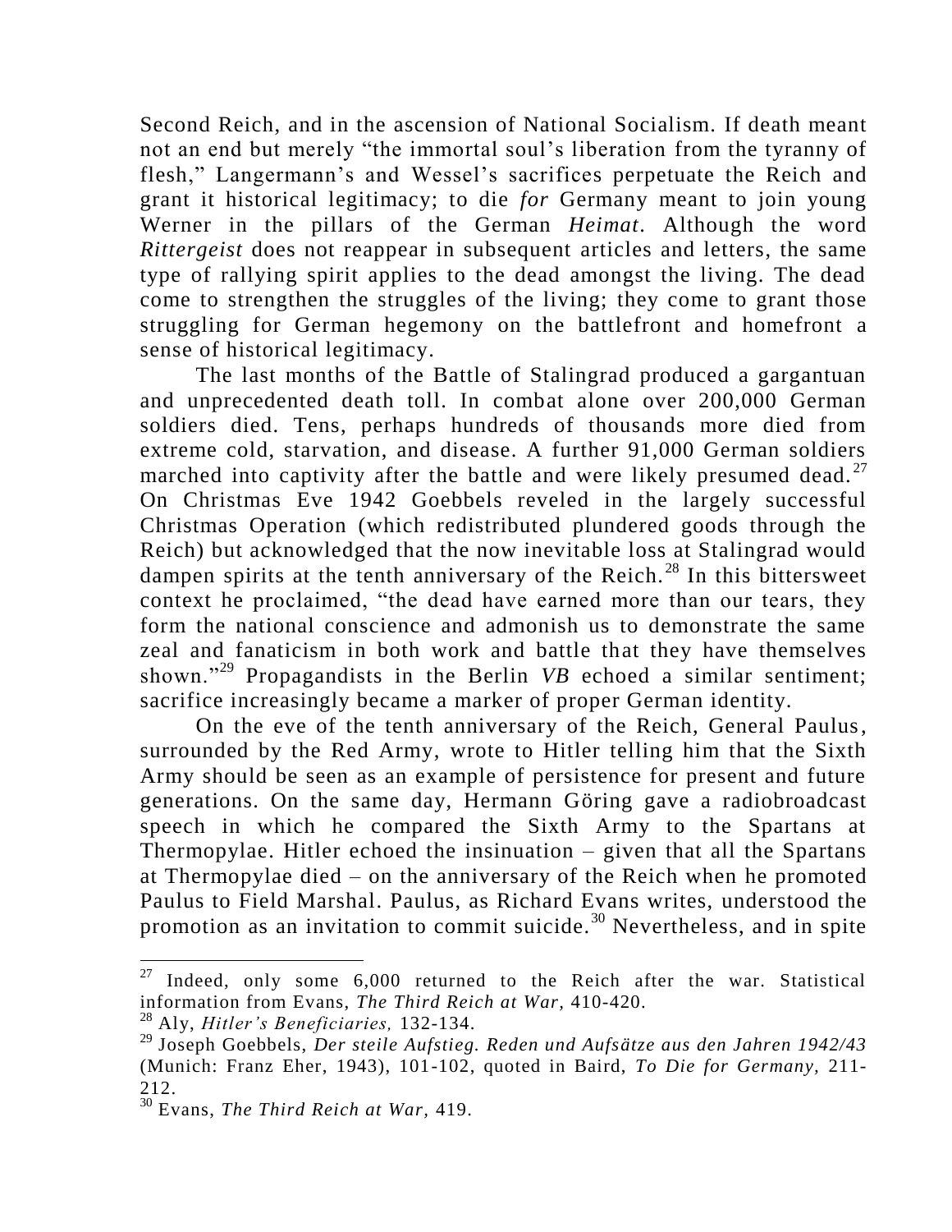Second Reich, and in the ascension of National Socialism. If death meant not an end but merely "the immortal soul's liberation from the tyranny of flesh," Langermann's and Wessel's sacrifices perpetuate the Reich and grant it historical legitimacy; to die *for* Germany meant to join young Werner in the pillars of the German *Heimat*. Although the word *Rittergeist* does not reappear in subsequent articles and letters, the same type of rallying spirit applies to the dead amongst the living. The dead come to strengthen the struggles of the living; they come to grant those struggling for German hegemony on the battlefront and homefront a sense of historical legitimacy.

The last months of the Battle of Stalingrad produced a gargantuan and unprecedented death toll. In combat alone over 200,000 German soldiers died. Tens, perhaps hundreds of thousands more died from extreme cold, starvation, and disease. A further 91,000 German soldiers marched into captivity after the battle and were likely presumed dead.[27] On Christmas Eve 1942 Goebbels reveled in the largely successful Christmas Operation (which redistributed plundered goods through the Reich) but acknowledged that the now inevitable loss at Stalingrad would dampen spirits at the tenth anniversary of the Reich.[28] In this bittersweet context he proclaimed, "the dead have earned more than our tears, they form the national conscience and admonish us to demonstrate the same zeal and fanaticism in both work and battle that they have themselves shown."[29] Propagandists in the Berlin *VB* echoed a similar sentiment; sacrifice increasingly became a marker of proper German identity.

On the eve of the tenth anniversary of the Reich, General Paulus, surrounded by the Red Army, wrote to Hitler telling him that the Sixth Army should be seen as an example of persistence for present and future generations. On the same day, Hermann Göring gave a radiobroadcast speech in which he compared the Sixth Army to the Spartans at Thermopylae. Hitler echoed the insinuation – given that all the Spartans at Thermopylae died – on the anniversary of the Reich when he promoted Paulus to Field Marshal. Paulus, as Richard Evans writes, understood the promotion as an invitation to commit suicide.[30] Nevertheless, and in spite

---

[27] Indeed, only some 6,000 returned to the Reich after the war. Statistical information from Evans, *The Third Reich at War*, 410-420.

[28] Aly, *Hitler's Beneficiaries,* 132-134.

[29] Joseph Goebbels, *Der steile Aufstieg. Reden und Aufsätze aus den Jahren 1942/43* (Munich: Franz Eher, 1943), 101-102, quoted in Baird, *To Die for Germany,* 211-212.

[30] Evans, *The Third Reich at War,* 419.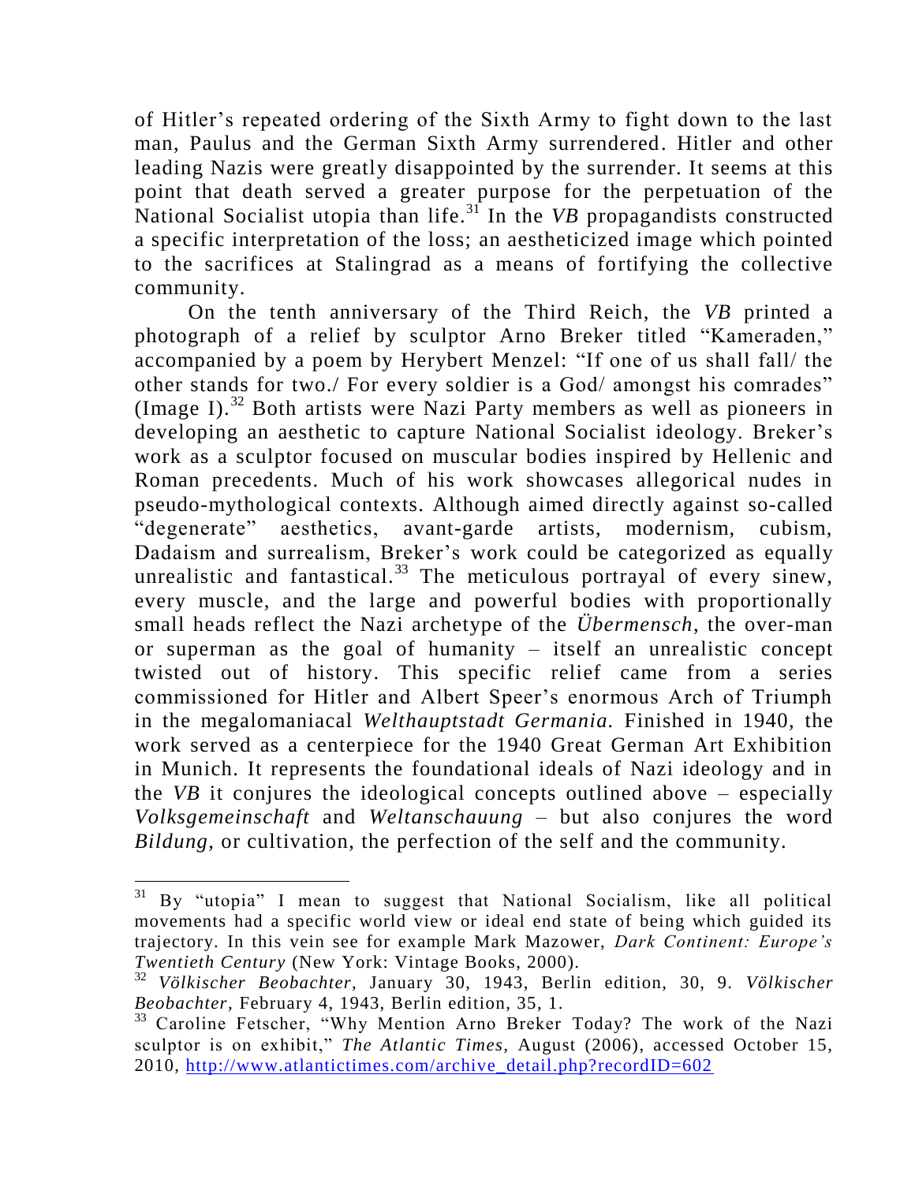of Hitler's repeated ordering of the Sixth Army to fight down to the last man, Paulus and the German Sixth Army surrendered. Hitler and other leading Nazis were greatly disappointed by the surrender. It seems at this point that death served a greater purpose for the perpetuation of the National Socialist utopia than life.[31] In the *VB* propagandists constructed a specific interpretation of the loss; an aestheticized image which pointed to the sacrifices at Stalingrad as a means of fortifying the collective community.

On the tenth anniversary of the Third Reich, the *VB* printed a photograph of a relief by sculptor Arno Breker titled "Kameraden," accompanied by a poem by Herybert Menzel: "If one of us shall fall/ the other stands for two./ For every soldier is a God/ amongst his comrades" (Image I).[32] Both artists were Nazi Party members as well as pioneers in developing an aesthetic to capture National Socialist ideology. Breker's work as a sculptor focused on muscular bodies inspired by Hellenic and Roman precedents. Much of his work showcases allegorical nudes in pseudo-mythological contexts. Although aimed directly against so-called "degenerate" aesthetics, avant-garde artists, modernism, cubism, Dadaism and surrealism, Breker's work could be categorized as equally unrealistic and fantastical.[33] The meticulous portrayal of every sinew, every muscle, and the large and powerful bodies with proportionally small heads reflect the Nazi archetype of the *Übermensch*, the over-man or superman as the goal of humanity – itself an unrealistic concept twisted out of history. This specific relief came from a series commissioned for Hitler and Albert Speer's enormous Arch of Triumph in the megalomaniacal *Welthauptstadt Germania.* Finished in 1940, the work served as a centerpiece for the 1940 Great German Art Exhibition in Munich. It represents the foundational ideals of Nazi ideology and in the *VB* it conjures the ideological concepts outlined above – especially *Volksgemeinschaft* and *Weltanschauung* – but also conjures the word *Bildung,* or cultivation, the perfection of the self and the community.

---

[31] By "utopia" I mean to suggest that National Socialism, like all political movements had a specific world view or ideal end state of being which guided its trajectory. In this vein see for example Mark Mazower, *Dark Continent: Europe's Twentieth Century* (New York: Vintage Books, 2000).

[32] *Völkischer Beobachter,* January 30, 1943, Berlin edition, 30, 9. *Völkischer Beobachter,* February 4, 1943, Berlin edition, 35, 1.

[33] Caroline Fetscher, "Why Mention Arno Breker Today? The work of the Nazi sculptor is on exhibit," *The Atlantic Times,* August (2006), accessed October 15, 2010, http://www.atlantictimes.com/archive_detail.php?recordID=602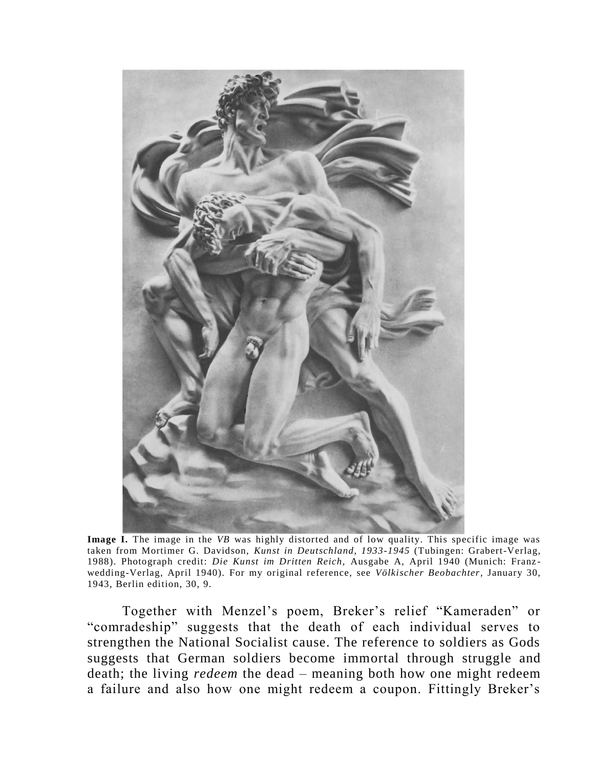**Image I.** The image in the *VB* was highly distorted and of low quality. This specific image was taken from Mortimer G. Davidson, *Kunst in Deutschland, 1933-1945* (Tubingen: Grabert-Verlag, 1988). Photograph credit: *Die Kunst im Dritten Reich*, Ausgabe A, April 1940 (Munich: Franz-wedding-Verlag, April 1940). For my original reference, see *Völkischer Beobachter*, January 30, 1943, Berlin edition, 30, 9.

Together with Menzel's poem, Breker's relief "Kameraden" or "comradeship" suggests that the death of each individual serves to strengthen the National Socialist cause. The reference to soldiers as Gods suggests that German soldiers become immortal through struggle and death; the living *redeem* the dead – meaning both how one might redeem a failure and also how one might redeem a coupon. Fittingly Breker's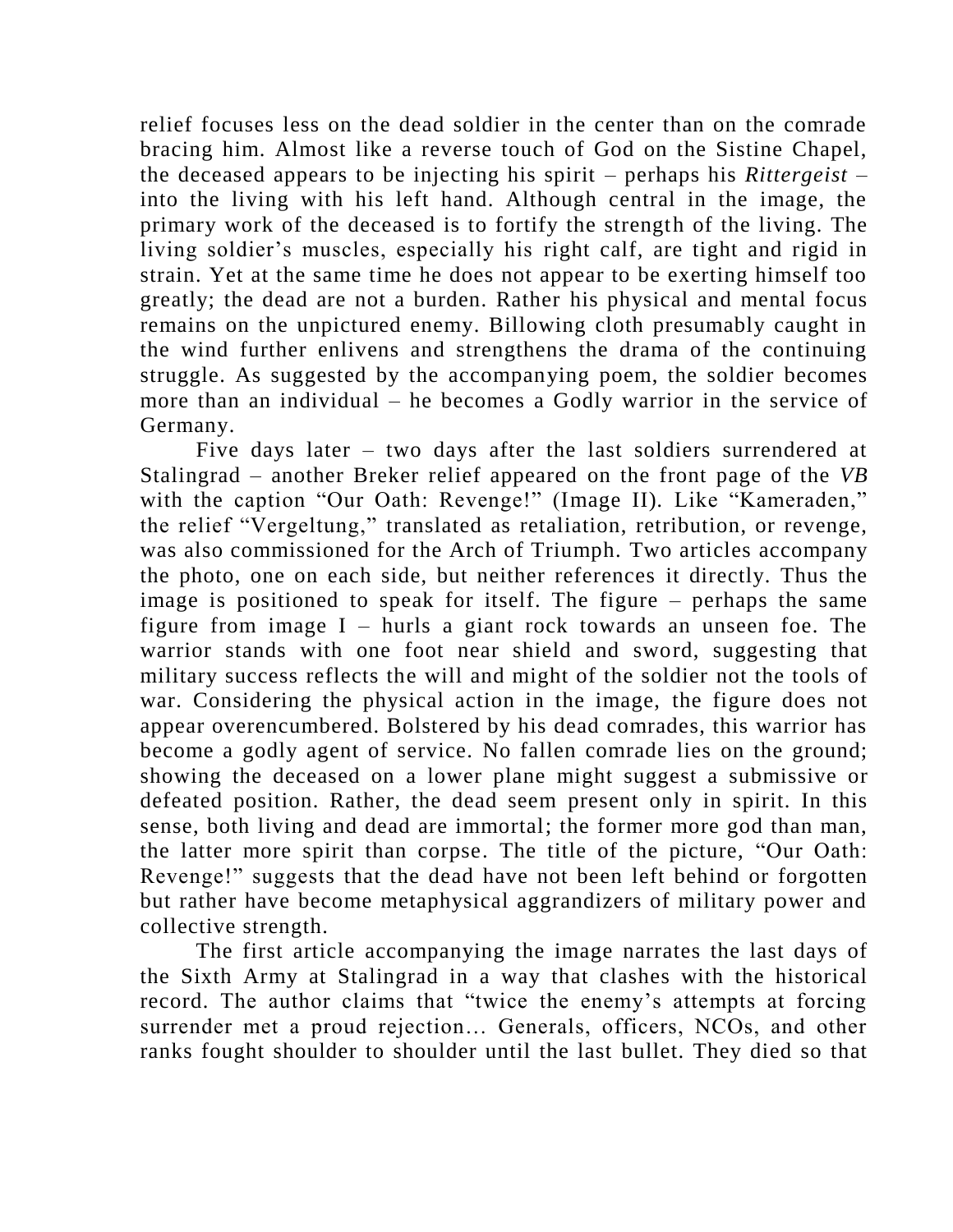relief focuses less on the dead soldier in the center than on the comrade bracing him. Almost like a reverse touch of God on the Sistine Chapel, the deceased appears to be injecting his spirit – perhaps his *Rittergeist* – into the living with his left hand. Although central in the image, the primary work of the deceased is to fortify the strength of the living. The living soldier's muscles, especially his right calf, are tight and rigid in strain. Yet at the same time he does not appear to be exerting himself too greatly; the dead are not a burden. Rather his physical and mental focus remains on the unpictured enemy. Billowing cloth presumably caught in the wind further enlivens and strengthens the drama of the continuing struggle. As suggested by the accompanying poem, the soldier becomes more than an individual – he becomes a Godly warrior in the service of Germany.

Five days later – two days after the last soldiers surrendered at Stalingrad – another Breker relief appeared on the front page of the *VB* with the caption "Our Oath: Revenge!" (Image II). Like "Kameraden," the relief "Vergeltung," translated as retaliation, retribution, or revenge, was also commissioned for the Arch of Triumph. Two articles accompany the photo, one on each side, but neither references it directly. Thus the image is positioned to speak for itself. The figure – perhaps the same figure from image I – hurls a giant rock towards an unseen foe. The warrior stands with one foot near shield and sword, suggesting that military success reflects the will and might of the soldier not the tools of war. Considering the physical action in the image, the figure does not appear overencumbered. Bolstered by his dead comrades, this warrior has become a godly agent of service. No fallen comrade lies on the ground; showing the deceased on a lower plane might suggest a submissive or defeated position. Rather, the dead seem present only in spirit. In this sense, both living and dead are immortal; the former more god than man, the latter more spirit than corpse. The title of the picture, "Our Oath: Revenge!" suggests that the dead have not been left behind or forgotten but rather have become metaphysical aggrandizers of military power and collective strength.

The first article accompanying the image narrates the last days of the Sixth Army at Stalingrad in a way that clashes with the historical record. The author claims that "twice the enemy's attempts at forcing surrender met a proud rejection… Generals, officers, NCOs, and other ranks fought shoulder to shoulder until the last bullet. They died so that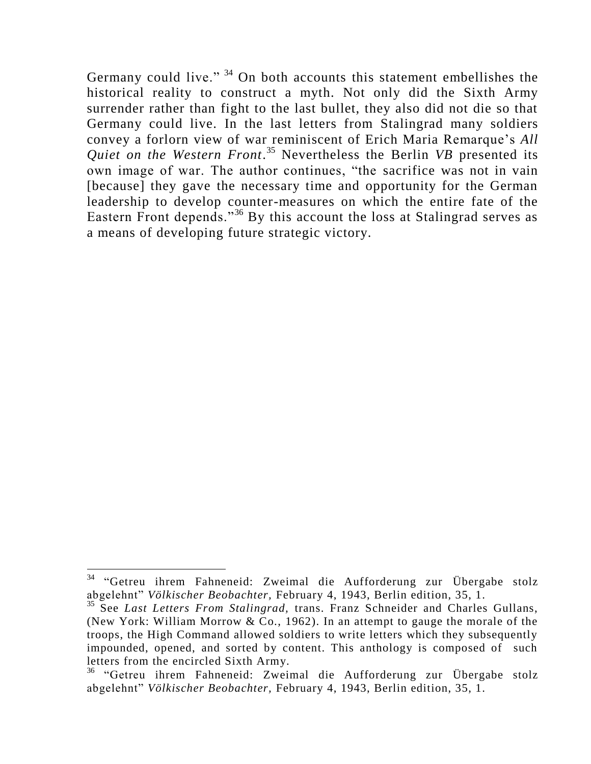Germany could live." [34] On both accounts this statement embellishes the historical reality to construct a myth. Not only did the Sixth Army surrender rather than fight to the last bullet, they also did not die so that Germany could live. In the last letters from Stalingrad many soldiers convey a forlorn view of war reminiscent of Erich Maria Remarque's *All Quiet on the Western Front*.[35] Nevertheless the Berlin *VB* presented its own image of war. The author continues, "the sacrifice was not in vain [because] they gave the necessary time and opportunity for the German leadership to develop counter-measures on which the entire fate of the Eastern Front depends."[36] By this account the loss at Stalingrad serves as a means of developing future strategic victory.

---

[34] "Getreu ihrem Fahneneid: Zweimal die Aufforderung zur Übergabe stolz abgelehnt" *Völkischer Beobachter,* February 4, 1943, Berlin edition, 35, 1.

[35] See *Last Letters From Stalingrad,* trans. Franz Schneider and Charles Gullans, (New York: William Morrow & Co., 1962). In an attempt to gauge the morale of the troops, the High Command allowed soldiers to write letters which they subsequently impounded, opened, and sorted by content. This anthology is composed of such letters from the encircled Sixth Army.

[36] "Getreu ihrem Fahneneid: Zweimal die Aufforderung zur Übergabe stolz abgelehnt" *Völkischer Beobachter,* February 4, 1943, Berlin edition, 35, 1.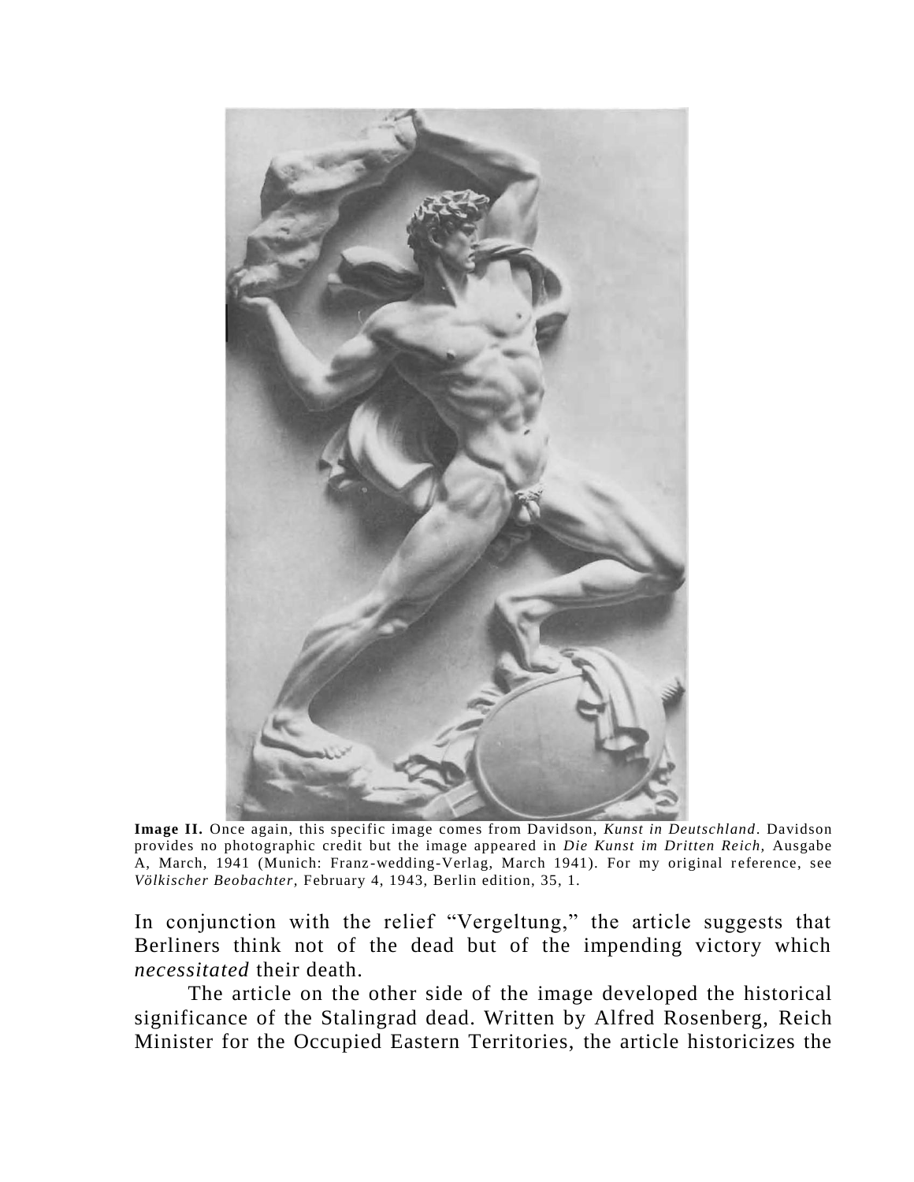**Image II.** Once again, this specific image comes from Davidson, *Kunst in Deutschland*. Davidson provides no photographic credit but the image appeared in *Die Kunst im Dritten Reich,* Ausgabe A, March, 1941 (Munich: Franz-wedding-Verlag, March 1941). For my original reference, see *Völkischer Beobachter,* February 4, 1943, Berlin edition, 35, 1.

In conjunction with the relief "Vergeltung," the article suggests that Berliners think not of the dead but of the impending victory which *necessitated* their death.

The article on the other side of the image developed the historical significance of the Stalingrad dead. Written by Alfred Rosenberg, Reich Minister for the Occupied Eastern Territories, the article historicizes the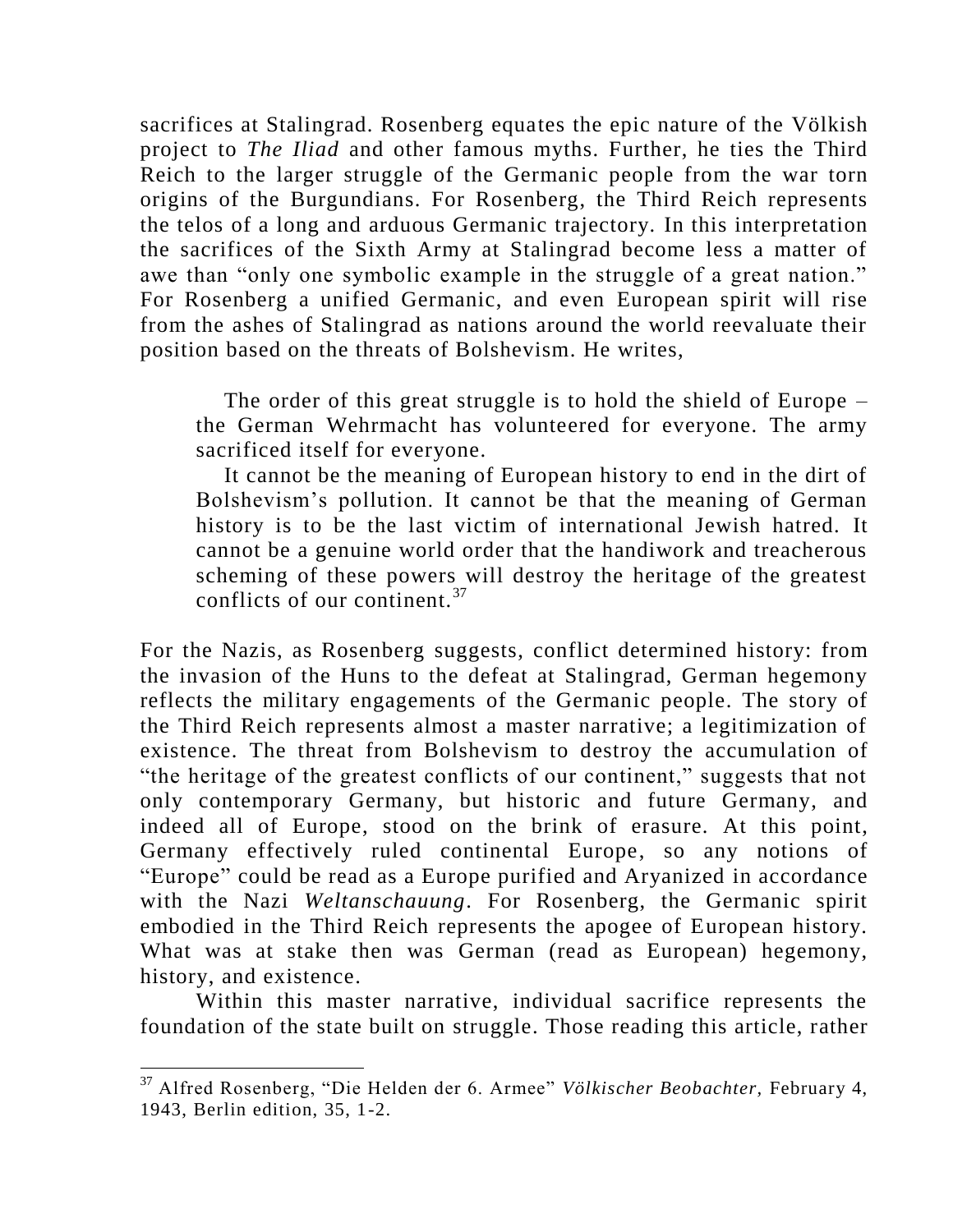sacrifices at Stalingrad. Rosenberg equates the epic nature of the Völkish project to *The Iliad* and other famous myths. Further, he ties the Third Reich to the larger struggle of the Germanic people from the war torn origins of the Burgundians. For Rosenberg, the Third Reich represents the telos of a long and arduous Germanic trajectory. In this interpretation the sacrifices of the Sixth Army at Stalingrad become less a matter of awe than "only one symbolic example in the struggle of a great nation." For Rosenberg a unified Germanic, and even European spirit will rise from the ashes of Stalingrad as nations around the world reevaluate their position based on the threats of Bolshevism. He writes,

> The order of this great struggle is to hold the shield of Europe – the German Wehrmacht has volunteered for everyone. The army sacrificed itself for everyone.
>
> It cannot be the meaning of European history to end in the dirt of Bolshevism's pollution. It cannot be that the meaning of German history is to be the last victim of international Jewish hatred. It cannot be a genuine world order that the handiwork and treacherous scheming of these powers will destroy the heritage of the greatest conflicts of our continent.[37]

For the Nazis, as Rosenberg suggests, conflict determined history: from the invasion of the Huns to the defeat at Stalingrad, German hegemony reflects the military engagements of the Germanic people. The story of the Third Reich represents almost a master narrative; a legitimization of existence. The threat from Bolshevism to destroy the accumulation of "the heritage of the greatest conflicts of our continent," suggests that not only contemporary Germany, but historic and future Germany, and indeed all of Europe, stood on the brink of erasure. At this point, Germany effectively ruled continental Europe, so any notions of "Europe" could be read as a Europe purified and Aryanized in accordance with the Nazi *Weltanschauung*. For Rosenberg, the Germanic spirit embodied in the Third Reich represents the apogee of European history. What was at stake then was German (read as European) hegemony, history, and existence.

Within this master narrative, individual sacrifice represents the foundation of the state built on struggle. Those reading this article, rather

---

[37] Alfred Rosenberg, "Die Helden der 6. Armee" *Völkischer Beobachter*, February 4, 1943, Berlin edition, 35, 1-2.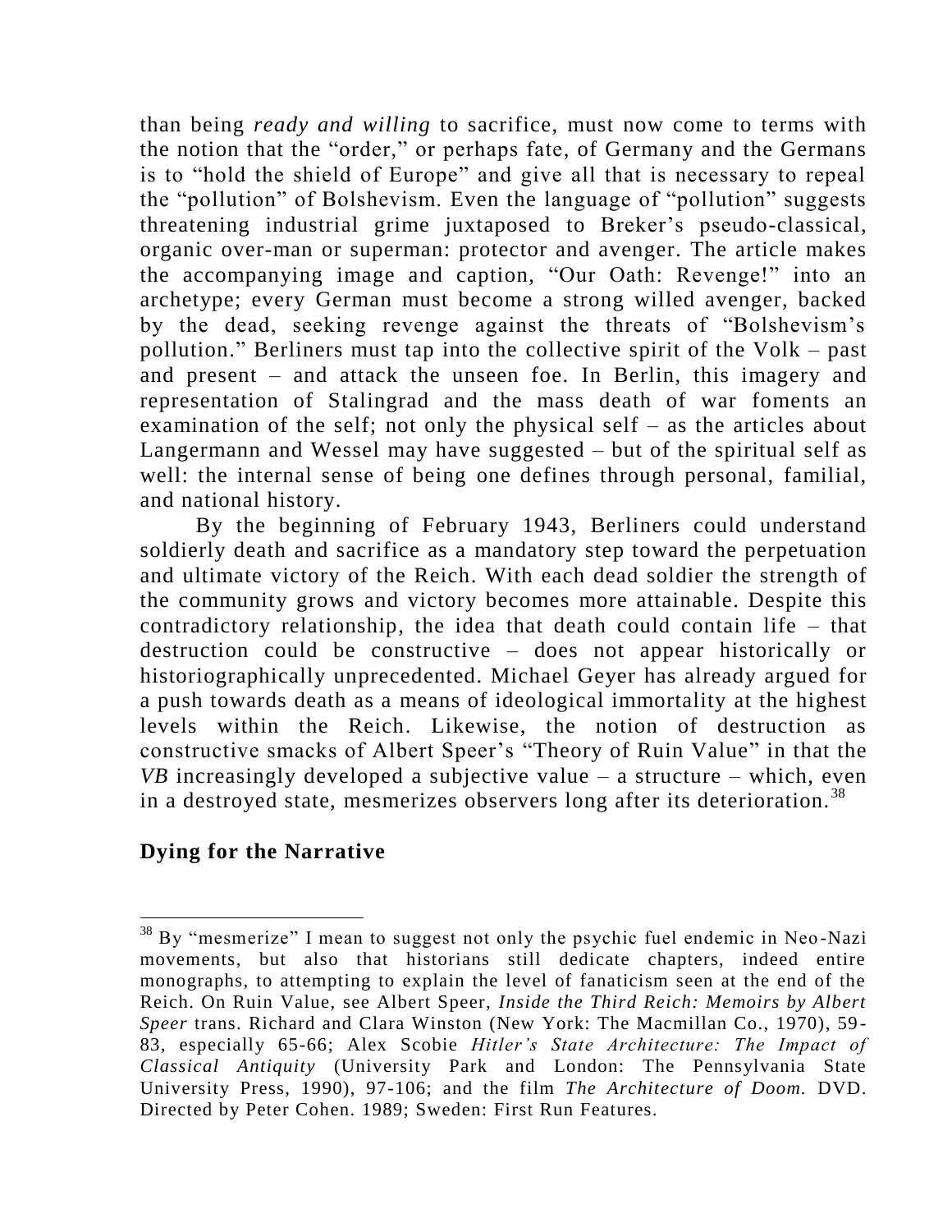than being *ready and willing* to sacrifice, must now come to terms with the notion that the "order," or perhaps fate, of Germany and the Germans is to "hold the shield of Europe" and give all that is necessary to repeal the "pollution" of Bolshevism. Even the language of "pollution" suggests threatening industrial grime juxtaposed to Breker's pseudo-classical, organic over-man or superman: protector and avenger. The article makes the accompanying image and caption, "Our Oath: Revenge!" into an archetype; every German must become a strong willed avenger, backed by the dead, seeking revenge against the threats of "Bolshevism's pollution." Berliners must tap into the collective spirit of the Volk – past and present – and attack the unseen foe. In Berlin, this imagery and representation of Stalingrad and the mass death of war foments an examination of the self; not only the physical self – as the articles about Langermann and Wessel may have suggested – but of the spiritual self as well: the internal sense of being one defines through personal, familial, and national history.

By the beginning of February 1943, Berliners could understand soldierly death and sacrifice as a mandatory step toward the perpetuation and ultimate victory of the Reich. With each dead soldier the strength of the community grows and victory becomes more attainable. Despite this contradictory relationship, the idea that death could contain life – that destruction could be constructive – does not appear historically or historiographically unprecedented. Michael Geyer has already argued for a push towards death as a means of ideological immortality at the highest levels within the Reich. Likewise, the notion of destruction as constructive smacks of Albert Speer's "Theory of Ruin Value" in that the *VB* increasingly developed a subjective value – a structure – which, even in a destroyed state, mesmerizes observers long after its deterioration.[38]

## Dying for the Narrative

[38] By "mesmerize" I mean to suggest not only the psychic fuel endemic in Neo-Nazi movements, but also that historians still dedicate chapters, indeed entire monographs, to attempting to explain the level of fanaticism seen at the end of the Reich. On Ruin Value, see Albert Speer, *Inside the Third Reich: Memoirs by Albert Speer* trans. Richard and Clara Winston (New York: The Macmillan Co., 1970), 59-83, especially 65-66; Alex Scobie *Hitler's State Architecture: The Impact of Classical Antiquity* (University Park and London: The Pennsylvania State University Press, 1990), 97-106; and the film *The Architecture of Doom.* DVD. Directed by Peter Cohen. 1989; Sweden: First Run Features.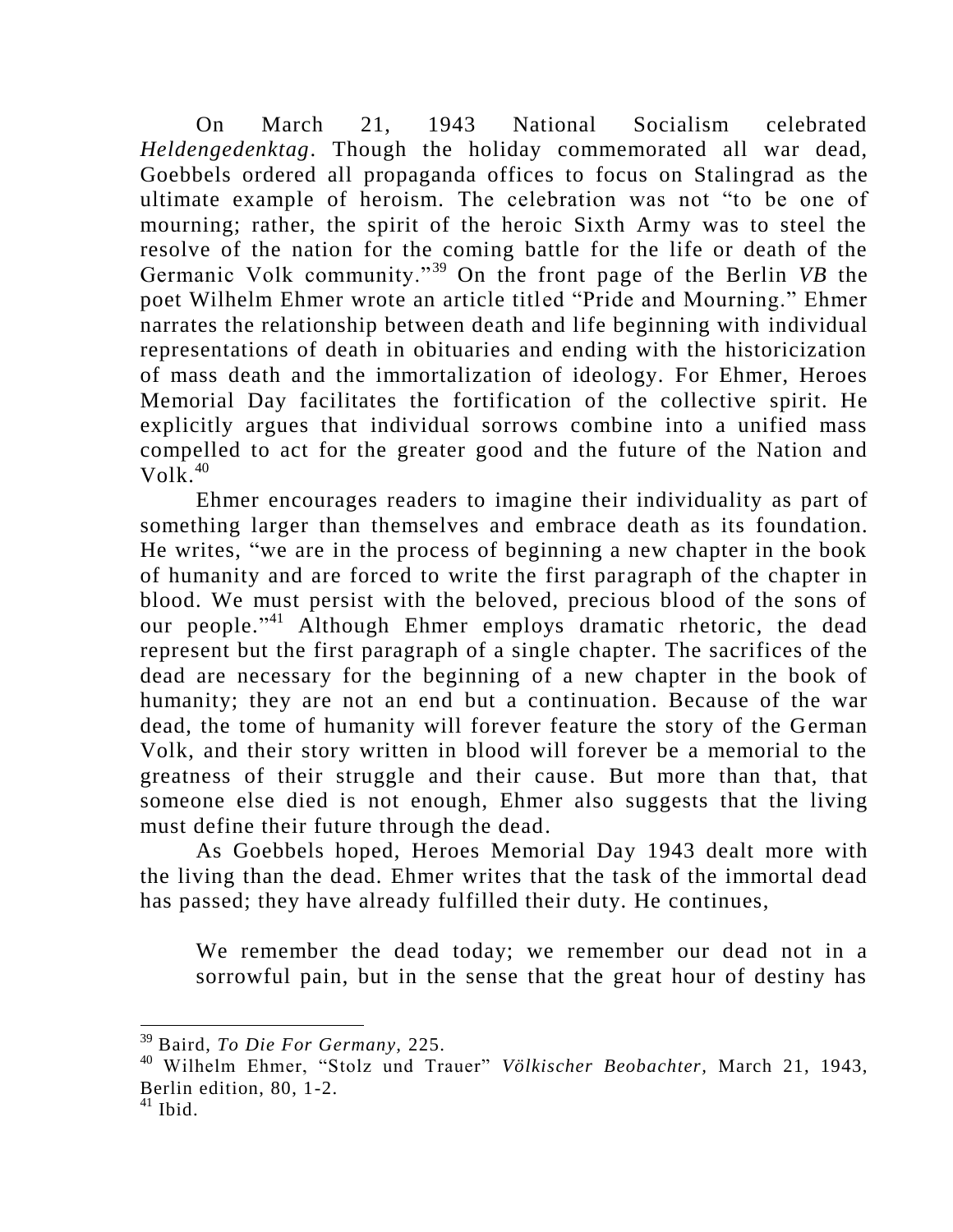On March 21, 1943 National Socialism celebrated *Heldengedenktag*. Though the holiday commemorated all war dead, Goebbels ordered all propaganda offices to focus on Stalingrad as the ultimate example of heroism. The celebration was not "to be one of mourning; rather, the spirit of the heroic Sixth Army was to steel the resolve of the nation for the coming battle for the life or death of the Germanic Volk community."[39] On the front page of the Berlin *VB* the poet Wilhelm Ehmer wrote an article titled "Pride and Mourning." Ehmer narrates the relationship between death and life beginning with individual representations of death in obituaries and ending with the historicization of mass death and the immortalization of ideology. For Ehmer, Heroes Memorial Day facilitates the fortification of the collective spirit. He explicitly argues that individual sorrows combine into a unified mass compelled to act for the greater good and the future of the Nation and Volk.[40]

Ehmer encourages readers to imagine their individuality as part of something larger than themselves and embrace death as its foundation. He writes, "we are in the process of beginning a new chapter in the book of humanity and are forced to write the first paragraph of the chapter in blood. We must persist with the beloved, precious blood of the sons of our people."[41] Although Ehmer employs dramatic rhetoric, the dead represent but the first paragraph of a single chapter. The sacrifices of the dead are necessary for the beginning of a new chapter in the book of humanity; they are not an end but a continuation. Because of the war dead, the tome of humanity will forever feature the story of the German Volk, and their story written in blood will forever be a memorial to the greatness of their struggle and their cause. But more than that, that someone else died is not enough, Ehmer also suggests that the living must define their future through the dead.

As Goebbels hoped, Heroes Memorial Day 1943 dealt more with the living than the dead. Ehmer writes that the task of the immortal dead has passed; they have already fulfilled their duty. He continues,

> We remember the dead today; we remember our dead not in a sorrowful pain, but in the sense that the great hour of destiny has

---

[39] Baird, *To Die For Germany*, 225.

[40] Wilhelm Ehmer, "Stolz und Trauer" *Völkischer Beobachter*, March 21, 1943, Berlin edition, 80, 1-2.

[41] Ibid.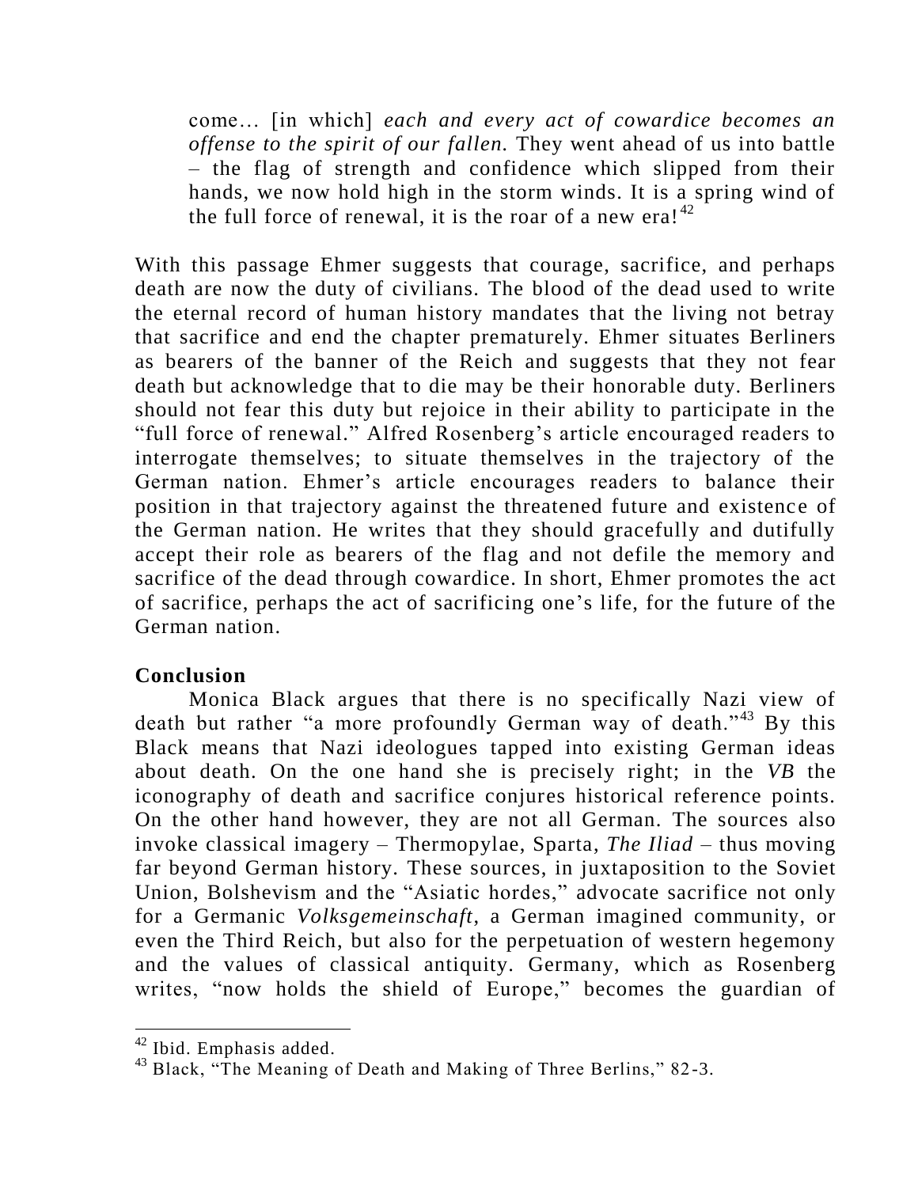> come… [in which] *each and every act of cowardice becomes an offense to the spirit of our fallen.* They went ahead of us into battle – the flag of strength and confidence which slipped from their hands, we now hold high in the storm winds. It is a spring wind of the full force of renewal, it is the roar of a new era![42]

With this passage Ehmer suggests that courage, sacrifice, and perhaps death are now the duty of civilians. The blood of the dead used to write the eternal record of human history mandates that the living not betray that sacrifice and end the chapter prematurely. Ehmer situates Berliners as bearers of the banner of the Reich and suggests that they not fear death but acknowledge that to die may be their honorable duty. Berliners should not fear this duty but rejoice in their ability to participate in the "full force of renewal." Alfred Rosenberg's article encouraged readers to interrogate themselves; to situate themselves in the trajectory of the German nation. Ehmer's article encourages readers to balance their position in that trajectory against the threatened future and existence of the German nation. He writes that they should gracefully and dutifully accept their role as bearers of the flag and not defile the memory and sacrifice of the dead through cowardice. In short, Ehmer promotes the act of sacrifice, perhaps the act of sacrificing one's life, for the future of the German nation.

**Conclusion**

Monica Black argues that there is no specifically Nazi view of death but rather "a more profoundly German way of death."[43] By this Black means that Nazi ideologues tapped into existing German ideas about death. On the one hand she is precisely right; in the *VB* the iconography of death and sacrifice conjures historical reference points. On the other hand however, they are not all German. The sources also invoke classical imagery – Thermopylae, Sparta, *The Iliad* – thus moving far beyond German history. These sources, in juxtaposition to the Soviet Union, Bolshevism and the "Asiatic hordes," advocate sacrifice not only for a Germanic *Volksgemeinschaft*, a German imagined community, or even the Third Reich, but also for the perpetuation of western hegemony and the values of classical antiquity. Germany, which as Rosenberg writes, "now holds the shield of Europe," becomes the guardian of

---

[42] Ibid. Emphasis added.

[43] Black, "The Meaning of Death and Making of Three Berlins," 82-3.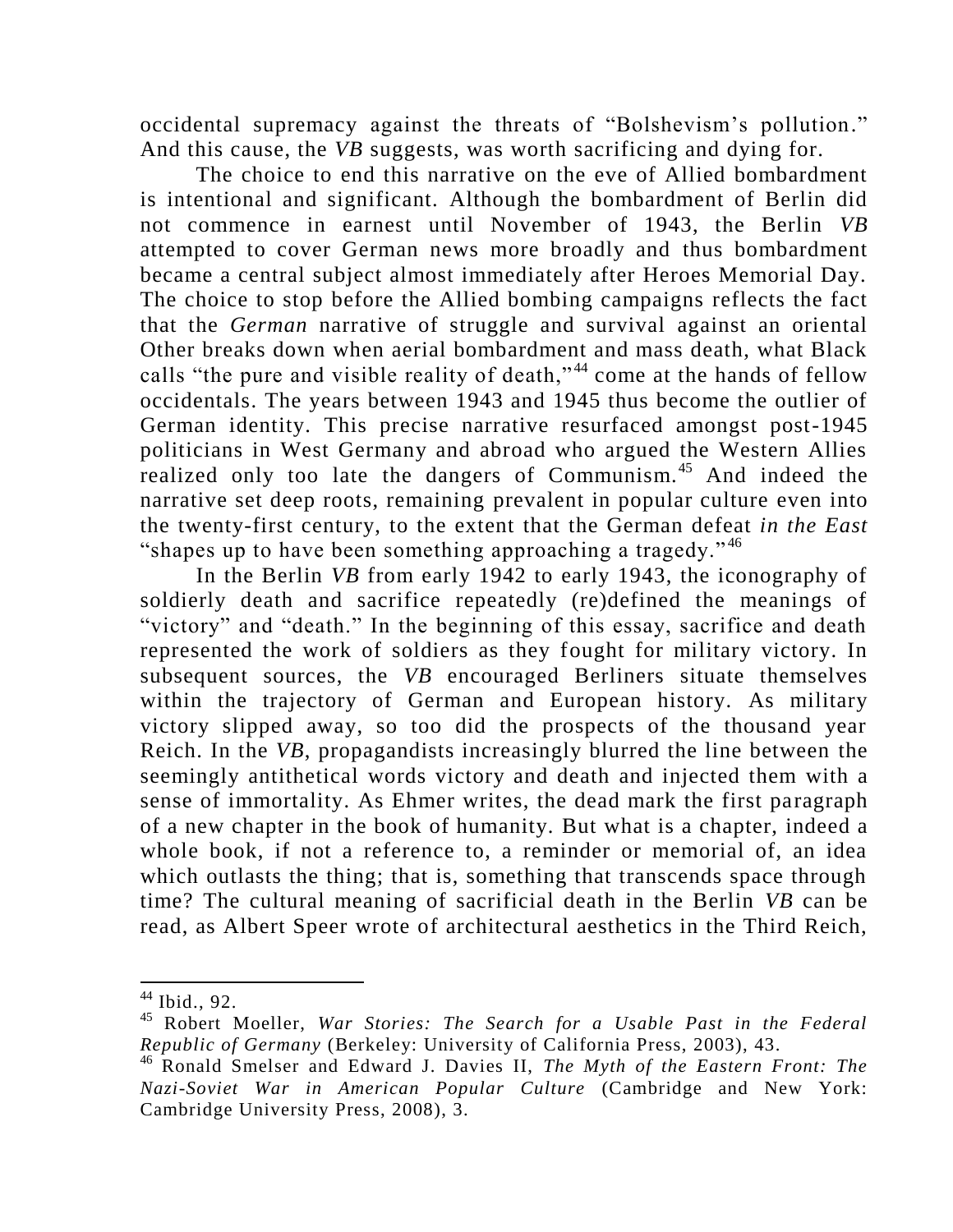occidental supremacy against the threats of "Bolshevism's pollution." And this cause, the *VB* suggests, was worth sacrificing and dying for.

The choice to end this narrative on the eve of Allied bombardment is intentional and significant. Although the bombardment of Berlin did not commence in earnest until November of 1943, the Berlin *VB* attempted to cover German news more broadly and thus bombardment became a central subject almost immediately after Heroes Memorial Day. The choice to stop before the Allied bombing campaigns reflects the fact that the *German* narrative of struggle and survival against an oriental Other breaks down when aerial bombardment and mass death, what Black calls "the pure and visible reality of death,"[44] come at the hands of fellow occidentals. The years between 1943 and 1945 thus become the outlier of German identity. This precise narrative resurfaced amongst post-1945 politicians in West Germany and abroad who argued the Western Allies realized only too late the dangers of Communism.[45] And indeed the narrative set deep roots, remaining prevalent in popular culture even into the twenty-first century, to the extent that the German defeat *in the East* "shapes up to have been something approaching a tragedy."[46]

In the Berlin *VB* from early 1942 to early 1943, the iconography of soldierly death and sacrifice repeatedly (re)defined the meanings of "victory" and "death." In the beginning of this essay, sacrifice and death represented the work of soldiers as they fought for military victory. In subsequent sources, the *VB* encouraged Berliners situate themselves within the trajectory of German and European history. As military victory slipped away, so too did the prospects of the thousand year Reich. In the *VB*, propagandists increasingly blurred the line between the seemingly antithetical words victory and death and injected them with a sense of immortality. As Ehmer writes, the dead mark the first paragraph of a new chapter in the book of humanity. But what is a chapter, indeed a whole book, if not a reference to, a reminder or memorial of, an idea which outlasts the thing; that is, something that transcends space through time? The cultural meaning of sacrificial death in the Berlin *VB* can be read, as Albert Speer wrote of architectural aesthetics in the Third Reich,

---

[44] Ibid., 92.

[45] Robert Moeller, *War Stories: The Search for a Usable Past in the Federal Republic of Germany* (Berkeley: University of California Press, 2003), 43.

[46] Ronald Smelser and Edward J. Davies II, *The Myth of the Eastern Front: The Nazi-Soviet War in American Popular Culture* (Cambridge and New York: Cambridge University Press, 2008), 3.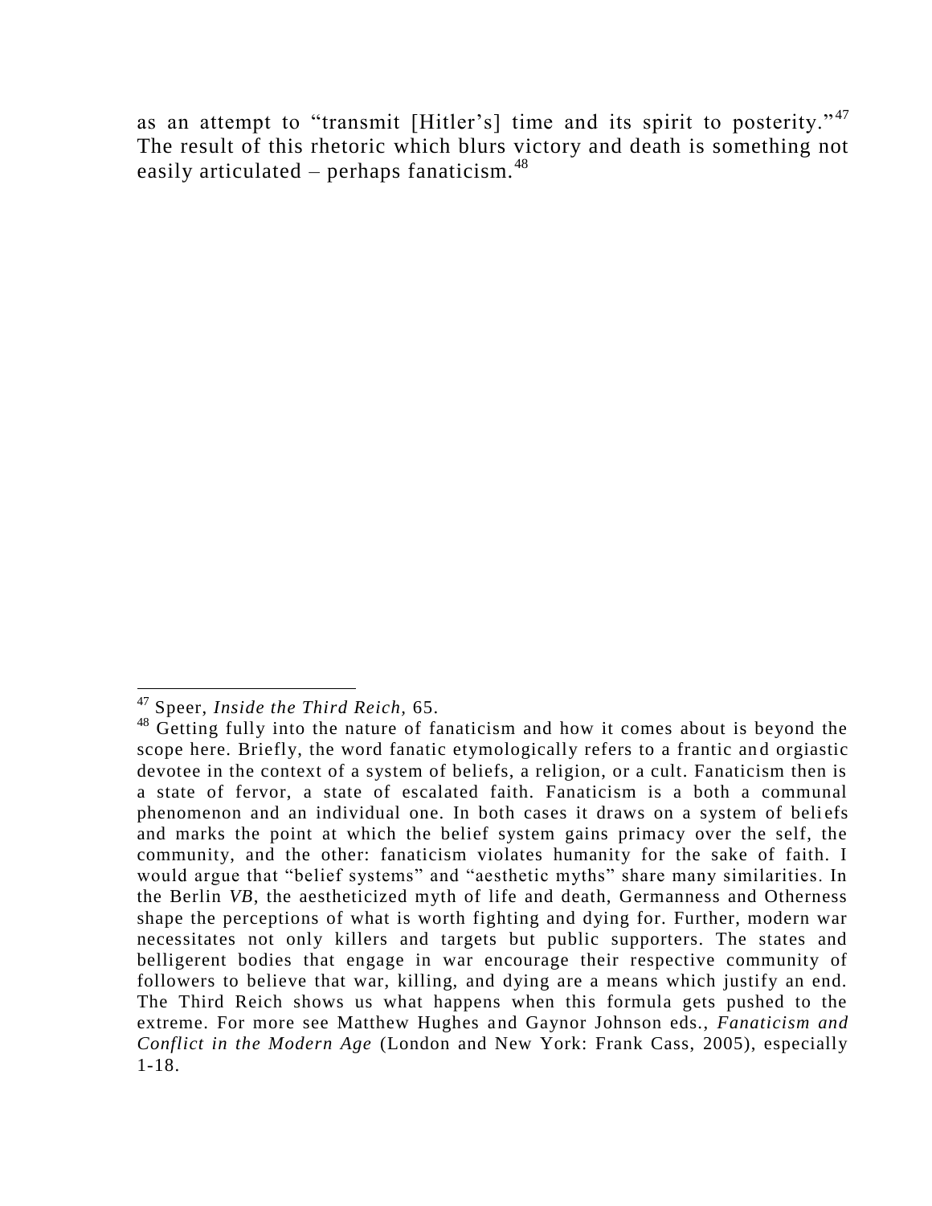as an attempt to "transmit [Hitler's] time and its spirit to posterity."[47] The result of this rhetoric which blurs victory and death is something not easily articulated – perhaps fanaticism.[48]

---

[47] Speer, *Inside the Third Reich*, 65.

[48] Getting fully into the nature of fanaticism and how it comes about is beyond the scope here. Briefly, the word fanatic etymologically refers to a frantic and orgiastic devotee in the context of a system of beliefs, a religion, or a cult. Fanaticism then is a state of fervor, a state of escalated faith. Fanaticism is a both a communal phenomenon and an individual one. In both cases it draws on a system of beliefs and marks the point at which the belief system gains primacy over the self, the community, and the other: fanaticism violates humanity for the sake of faith. I would argue that "belief systems" and "aesthetic myths" share many similarities. In the Berlin *VB*, the aestheticized myth of life and death, Germanness and Otherness shape the perceptions of what is worth fighting and dying for. Further, modern war necessitates not only killers and targets but public supporters. The states and belligerent bodies that engage in war encourage their respective community of followers to believe that war, killing, and dying are a means which justify an end. The Third Reich shows us what happens when this formula gets pushed to the extreme. For more see Matthew Hughes and Gaynor Johnson eds., *Fanaticism and Conflict in the Modern Age* (London and New York: Frank Cass, 2005), especially 1-18.